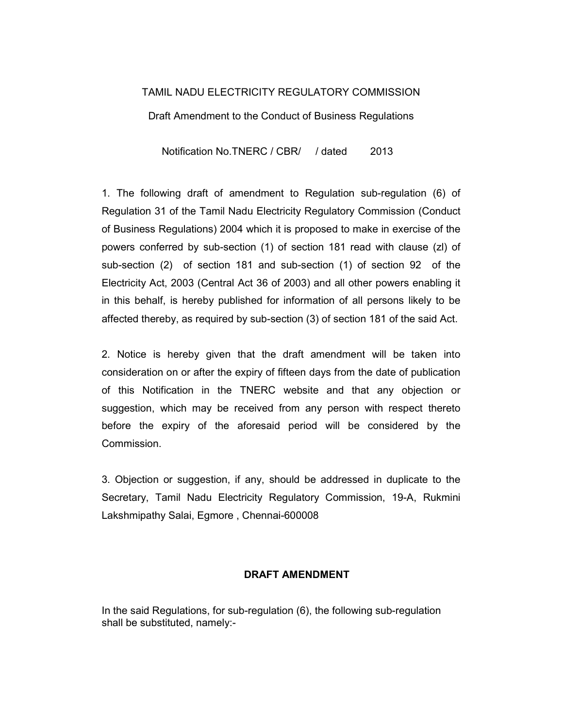# TAMIL NADU ELECTRICITY REGULATORY COMMISSION

## Draft Amendment to the Conduct of Business Regulations

Notification No.TNERC / CBR/ / dated 2013

1. The following draft of amendment to Regulation sub-regulation (6) of Regulation 31 of the Tamil Nadu Electricity Regulatory Commission (Conduct of Business Regulations) 2004 which it is proposed to make in exercise of the powers conferred by sub-section (1) of section 181 read with clause (zl) of sub-section (2) of section 181 and sub-section (1) of section 92 of the Electricity Act, 2003 (Central Act 36 of 2003) and all other powers enabling it in this behalf, is hereby published for information of all persons likely to be affected thereby, as required by sub-section (3) of section 181 of the said Act.

2. Notice is hereby given that the draft amendment will be taken into consideration on or after the expiry of fifteen days from the date of publication of this Notification in the TNERC website and that any objection or suggestion, which may be received from any person with respect thereto before the expiry of the aforesaid period will be considered by the Commission.

3. Objection or suggestion, if any, should be addressed in duplicate to the Secretary, Tamil Nadu Electricity Regulatory Commission, 19-A, Rukmini Lakshmipathy Salai, Egmore , Chennai-600008

### DRAFT AMENDMENT

In the said Regulations, for sub-regulation (6), the following sub-regulation shall be substituted, namely:-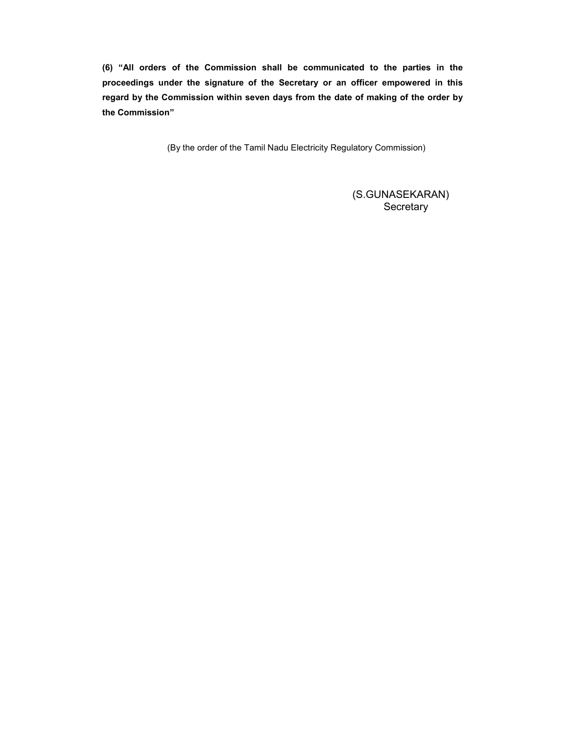**(6) "All orders of the Commission shall be communicated to the parties in the proceedings under the signature of the Secretary or an officer empowered in this regard by the Commission within seven days from the date of making of the order by the Commission"**

(By the order of the Tamil Nadu Electricity Regulatory Commission)

(S.GUNASEKARAN)
Secretary